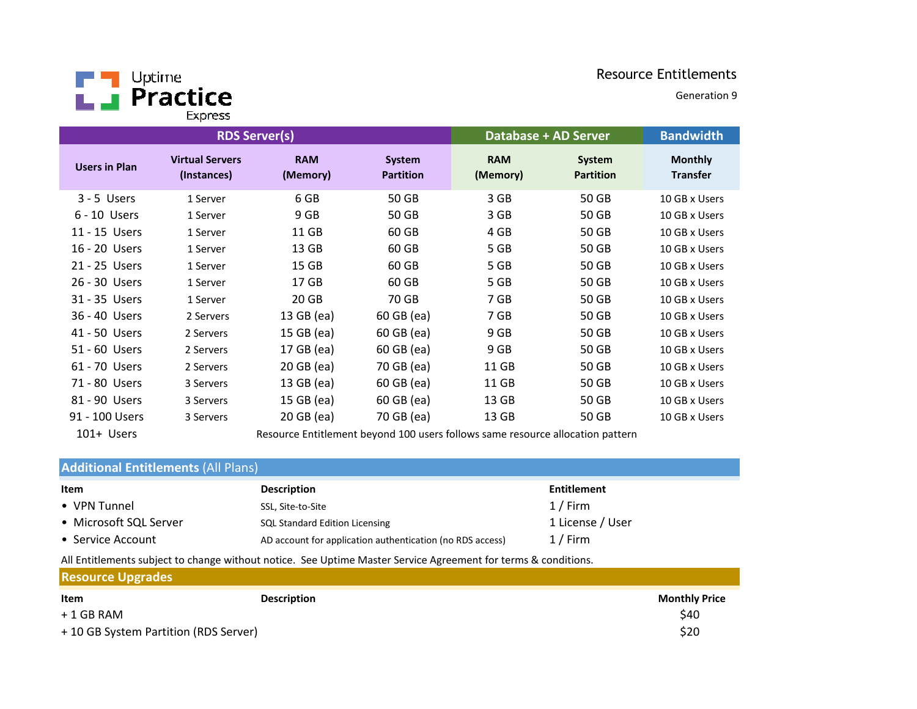Uptime **Practice** Express

Resource Entitlements

Generation 9

| RDS Server(s) | | | | Database + AD Server | | Bandwidth |
|---|---|---|---|---|---|---|
| **Users in Plan** | **Virtual Servers (Instances)** | **RAM (Memory)** | **System Partition** | **RAM (Memory)** | **System Partition** | **Monthly Transfer** |
| 3 - 5 Users | 1 Server | 6 GB | 50 GB | 3 GB | 50 GB | 10 GB x Users |
| 6 - 10 Users | 1 Server | 9 GB | 50 GB | 3 GB | 50 GB | 10 GB x Users |
| 11 - 15 Users | 1 Server | 11 GB | 60 GB | 4 GB | 50 GB | 10 GB x Users |
| 16 - 20 Users | 1 Server | 13 GB | 60 GB | 5 GB | 50 GB | 10 GB x Users |
| 21 - 25 Users | 1 Server | 15 GB | 60 GB | 5 GB | 50 GB | 10 GB x Users |
| 26 - 30 Users | 1 Server | 17 GB | 60 GB | 5 GB | 50 GB | 10 GB x Users |
| 31 - 35 Users | 1 Server | 20 GB | 70 GB | 7 GB | 50 GB | 10 GB x Users |
| 36 - 40 Users | 2 Servers | 13 GB (ea) | 60 GB (ea) | 7 GB | 50 GB | 10 GB x Users |
| 41 - 50 Users | 2 Servers | 15 GB (ea) | 60 GB (ea) | 9 GB | 50 GB | 10 GB x Users |
| 51 - 60 Users | 2 Servers | 17 GB (ea) | 60 GB (ea) | 9 GB | 50 GB | 10 GB x Users |
| 61 - 70 Users | 2 Servers | 20 GB (ea) | 70 GB (ea) | 11 GB | 50 GB | 10 GB x Users |
| 71 - 80 Users | 3 Servers | 13 GB (ea) | 60 GB (ea) | 11 GB | 50 GB | 10 GB x Users |
| 81 - 90 Users | 3 Servers | 15 GB (ea) | 60 GB (ea) | 13 GB | 50 GB | 10 GB x Users |
| 91 - 100 Users | 3 Servers | 20 GB (ea) | 70 GB (ea) | 13 GB | 50 GB | 10 GB x Users |
| 101+ Users | Resource Entitlement beyond 100 users follows same resource allocation pattern | | | | | |

## Additional Entitlements (All Plans)

| Item | Description | Entitlement |
|---|---|---|
| • VPN Tunnel | SSL, Site-to-Site | 1 / Firm |
| • Microsoft SQL Server | SQL Standard Edition Licensing | 1 License / User |
| • Service Account | AD account for application authentication (no RDS access) | 1 / Firm |

All Entitlements subject to change without notice. See Uptime Master Service Agreement for terms & conditions.

## Resource Upgrades

| Item | Description | Monthly Price |
|---|---|---|
| + 1 GB RAM | | $40 |
| + 10 GB System Partition (RDS Server) | | $20 |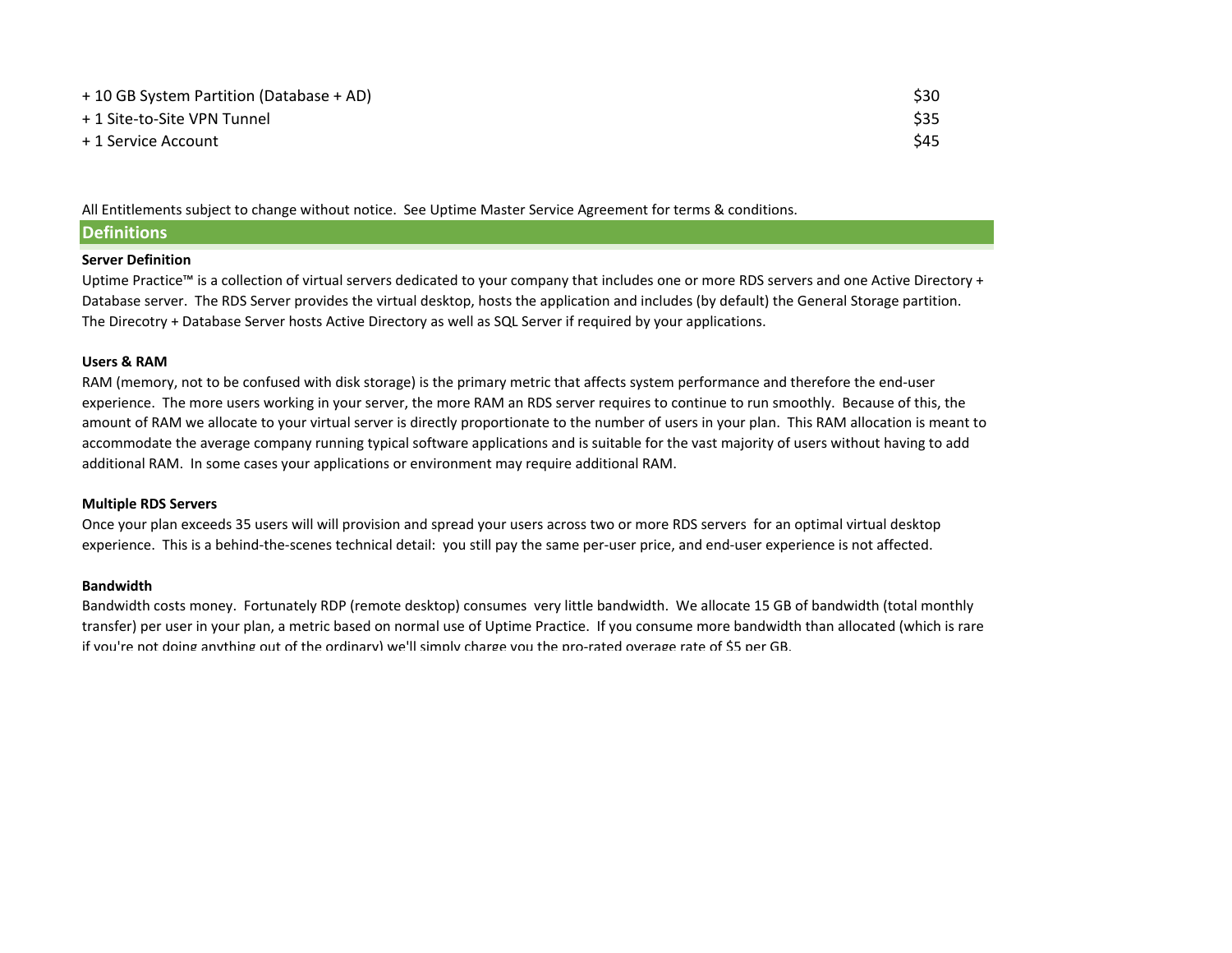| | |
|---|---|
| + 10 GB System Partition (Database + AD) | $30 |
| + 1 Site-to-Site VPN Tunnel | $35 |
| + 1 Service Account | $45 |

All Entitlements subject to change without notice. See Uptime Master Service Agreement for terms & conditions.

## Definitions

**Server Definition**

Uptime Practice™ is a collection of virtual servers dedicated to your company that includes one or more RDS servers and one Active Directory + Database server. The RDS Server provides the virtual desktop, hosts the application and includes (by default) the General Storage partition. The Direcotry + Database Server hosts Active Directory as well as SQL Server if required by your applications.

**Users & RAM**

RAM (memory, not to be confused with disk storage) is the primary metric that affects system performance and therefore the end-user experience. The more users working in your server, the more RAM an RDS server requires to continue to run smoothly. Because of this, the amount of RAM we allocate to your virtual server is directly proportionate to the number of users in your plan. This RAM allocation is meant to accommodate the average company running typical software applications and is suitable for the vast majority of users without having to add additional RAM. In some cases your applications or environment may require additional RAM.

**Multiple RDS Servers**

Once your plan exceeds 35 users will will provision and spread your users across two or more RDS servers for an optimal virtual desktop experience. This is a behind-the-scenes technical detail: you still pay the same per-user price, and end-user experience is not affected.

**Bandwidth**

Bandwidth costs money. Fortunately RDP (remote desktop) consumes very little bandwidth. We allocate 15 GB of bandwidth (total monthly transfer) per user in your plan, a metric based on normal use of Uptime Practice. If you consume more bandwidth than allocated (which is rare if you're not doing anything out of the ordinary) we'll simply charge you the pro-rated overage rate of $5 per GB.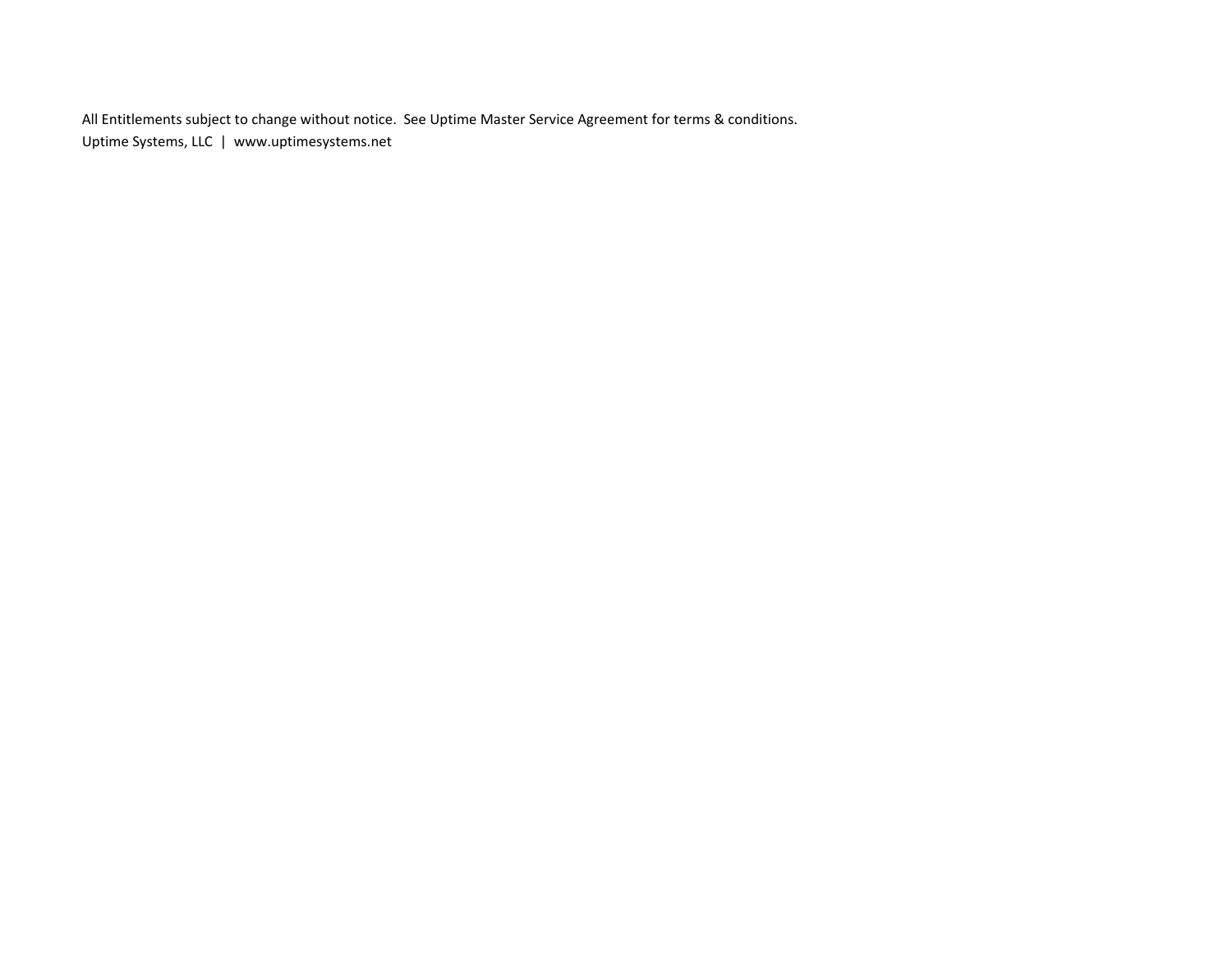All Entitlements subject to change without notice.  See Uptime Master Service Agreement for terms & conditions.

Uptime Systems, LLC  |  www.uptimesystems.net